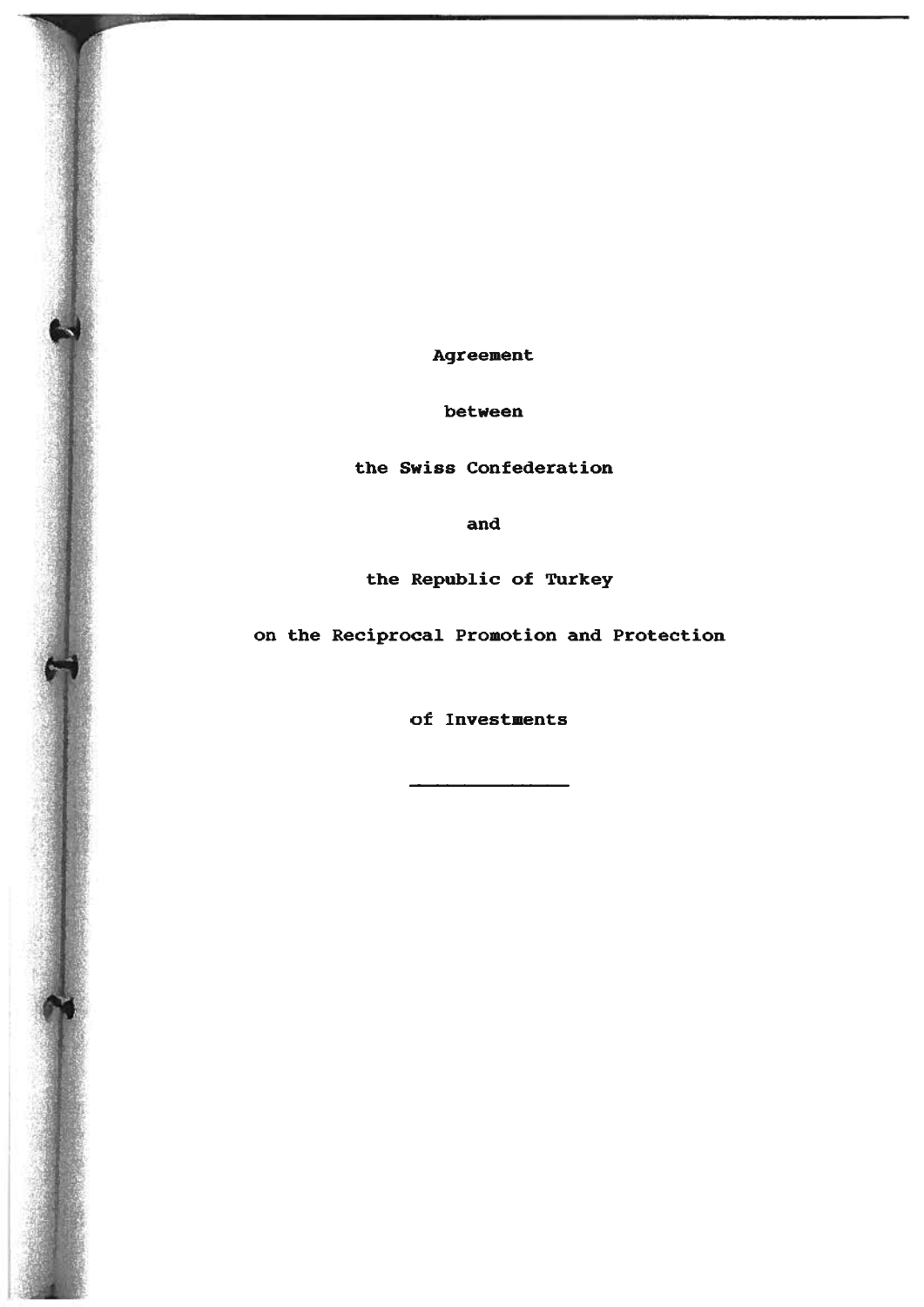# Agreement

# between

# the Swiss Confederation

# and

# the Republic of Turkey

# on the Reciprocal Promotion and Protection

# of Investments

---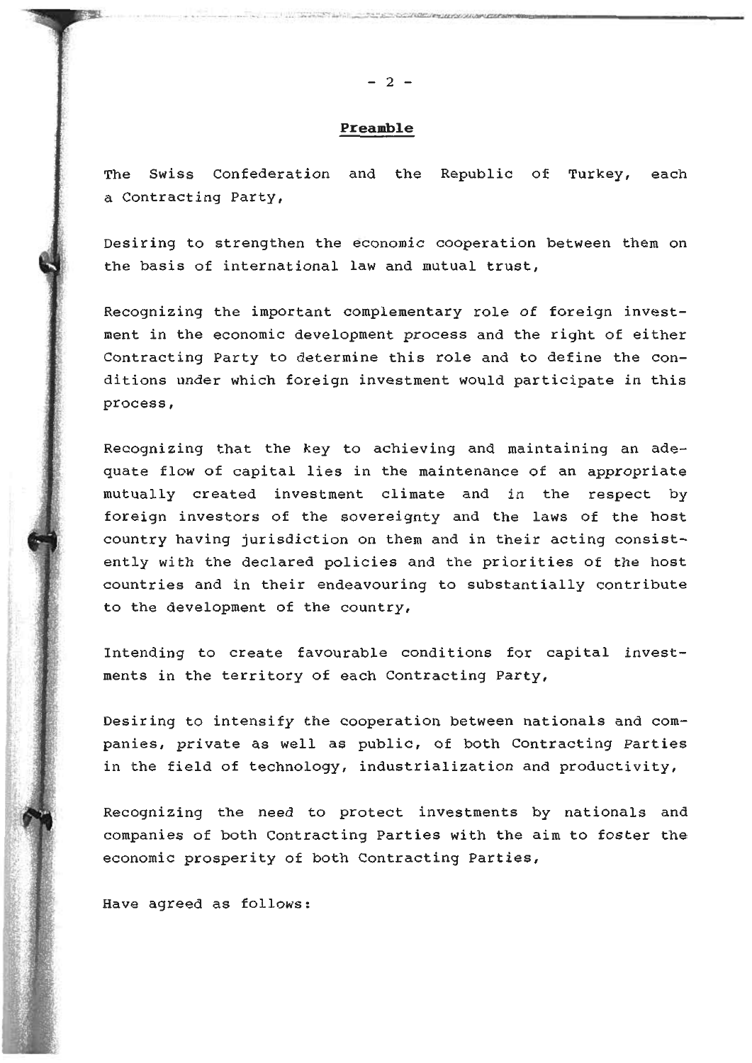## Preamble

The Swiss Confederation and the Republic of Turkey, each a Contracting Party,

Desiring to strengthen the economic cooperation between them on the basis of international law and mutual trust,

Recognizing the important complementary role of foreign investment in the economic development process and the right of either Contracting Party to determine this role and to define the conditions under which foreign investment would participate in this process,

Recognizing that the key to achieving and maintaining an adequate flow of capital lies in the maintenance of an appropriate mutually created investment climate and in the respect by foreign investors of the sovereignty and the laws of the host country having jurisdiction on them and in their acting consistently with the declared policies and the priorities of the host countries and in their endeavouring to substantially contribute to the development of the country,

Intending to create favourable conditions for capital investments in the territory of each Contracting Party,

Desiring to intensify the cooperation between nationals and companies, private as well as public, of both Contracting Parties in the field of technology, industrialization and productivity,

Recognizing the need to protect investments by nationals and companies of both Contracting Parties with the aim to foster the economic prosperity of both Contracting Parties,

Have agreed as follows: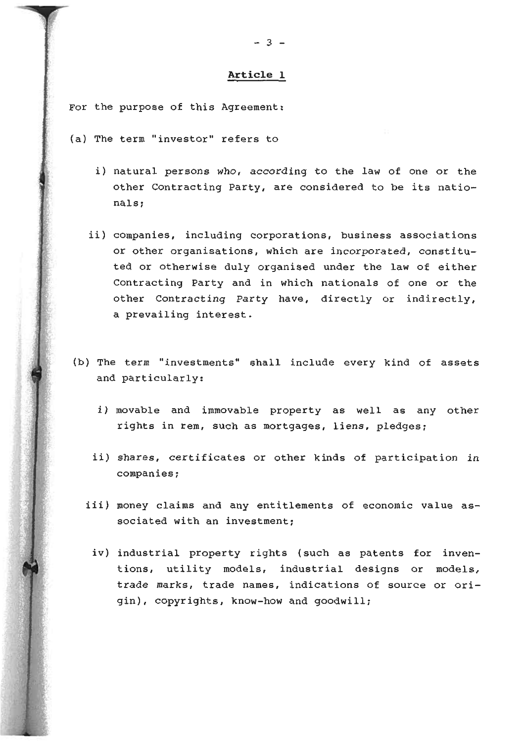## Article 1

For the purpose of this Agreement:

(a) The term "investor" refers to

i) natural persons who, according to the law of one or the other Contracting Party, are considered to be its nationals;

ii) companies, including corporations, business associations or other organisations, which are incorporated, constituted or otherwise duly organised under the law of either Contracting Party and in which nationals of one or the other Contracting Party have, directly or indirectly, a prevailing interest.

(b) The term "investments" shall include every kind of assets and particularly:

i) movable and immovable property as well as any other rights in rem, such as mortgages, liens, pledges;

ii) shares, certificates or other kinds of participation in companies;

iii) money claims and any entitlements of economic value associated with an investment;

iv) industrial property rights (such as patents for inventions, utility models, industrial designs or models, trade marks, trade names, indications of source or origin), copyrights, know-how and goodwill;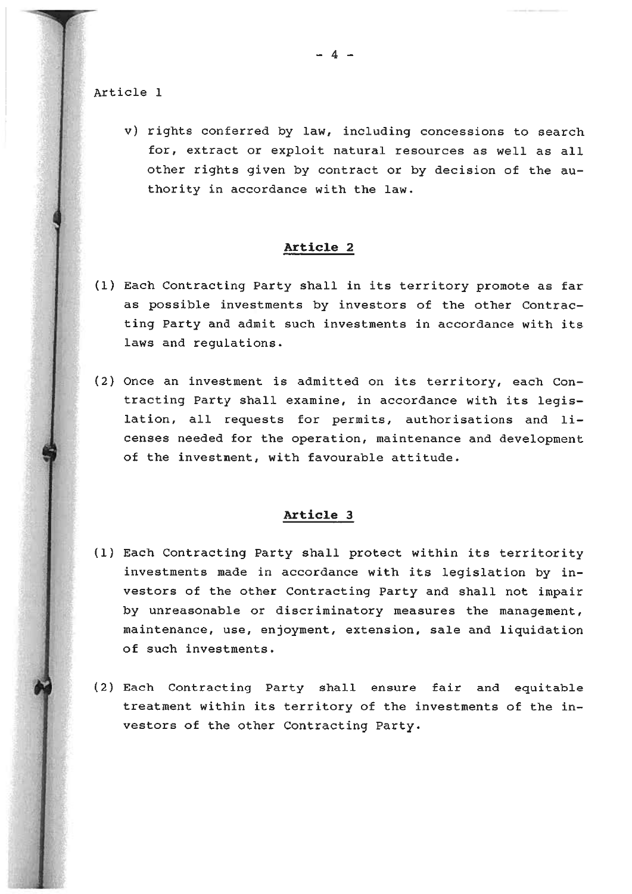Article 1

v) rights conferred by law, including concessions to search for, extract or exploit natural resources as well as all other rights given by contract or by decision of the authority in accordance with the law.

## Article 2

(1) Each Contracting Party shall in its territory promote as far as possible investments by investors of the other Contracting Party and admit such investments in accordance with its laws and regulations.

(2) Once an investment is admitted on its territory, each Contracting Party shall examine, in accordance with its legislation, all requests for permits, authorisations and licenses needed for the operation, maintenance and development of the investment, with favourable attitude.

## Article 3

(1) Each Contracting Party shall protect within its territority investments made in accordance with its legislation by investors of the other Contracting Party and shall not impair by unreasonable or discriminatory measures the management, maintenance, use, enjoyment, extension, sale and liquidation of such investments.

(2) Each Contracting Party shall ensure fair and equitable treatment within its territory of the investments of the investors of the other Contracting Party.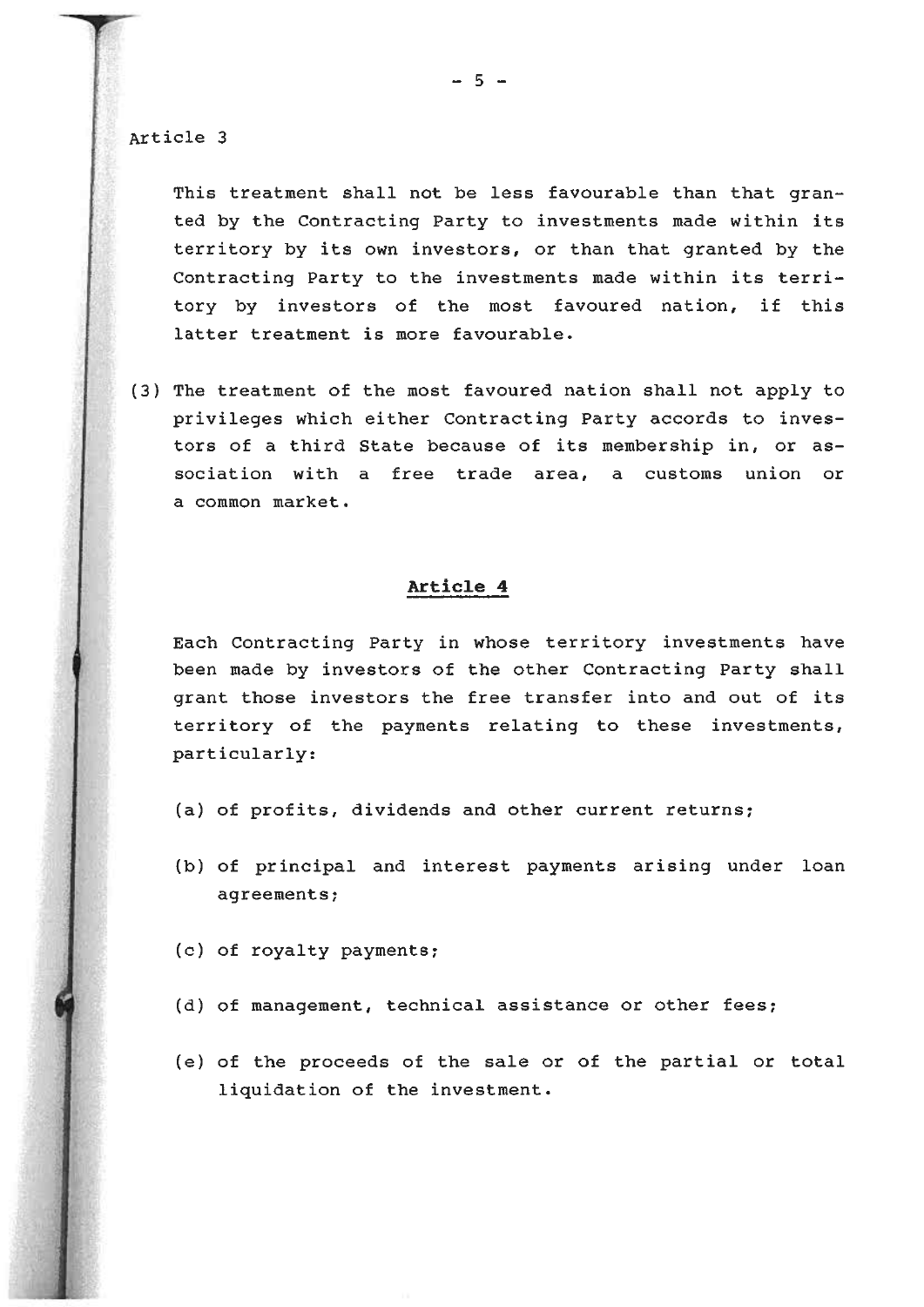Article 3

This treatment shall not be less favourable than that granted by the Contracting Party to investments made within its territory by its own investors, or than that granted by the Contracting Party to the investments made within its territory by investors of the most favoured nation, if this latter treatment is more favourable.

(3) The treatment of the most favoured nation shall not apply to privileges which either Contracting Party accords to investors of a third State because of its membership in, or association with a free trade area, a customs union or a common market.

## Article 4

Each Contracting Party in whose territory investments have been made by investors of the other Contracting Party shall grant those investors the free transfer into and out of its territory of the payments relating to these investments, particularly:

(a) of profits, dividends and other current returns;

(b) of principal and interest payments arising under loan agreements;

(c) of royalty payments;

(d) of management, technical assistance or other fees;

(e) of the proceeds of the sale or of the partial or total liquidation of the investment.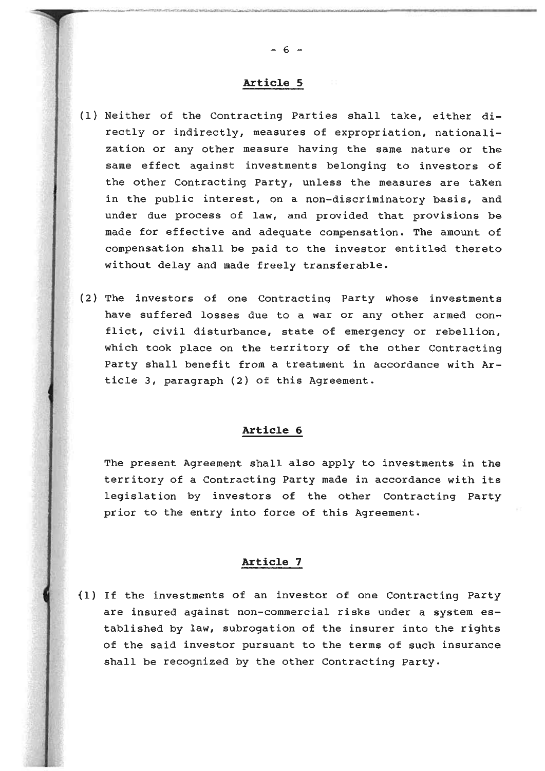## Article 5

(1) Neither of the Contracting Parties shall take, either directly or indirectly, measures of expropriation, nationalization or any other measure having the same nature or the same effect against investments belonging to investors of the other Contracting Party, unless the measures are taken in the public interest, on a non-discriminatory basis, and under due process of law, and provided that provisions be made for effective and adequate compensation. The amount of compensation shall be paid to the investor entitled thereto without delay and made freely transferable.

(2) The investors of one Contracting Party whose investments have suffered losses due to a war or any other armed conflict, civil disturbance, state of emergency or rebellion, which took place on the territory of the other Contracting Party shall benefit from a treatment in accordance with Article 3, paragraph (2) of this Agreement.

## Article 6

The present Agreement shall also apply to investments in the territory of a Contracting Party made in accordance with its legislation by investors of the other Contracting Party prior to the entry into force of this Agreement.

## Article 7

(1) If the investments of an investor of one Contracting Party are insured against non-commercial risks under a system established by law, subrogation of the insurer into the rights of the said investor pursuant to the terms of such insurance shall be recognized by the other Contracting Party.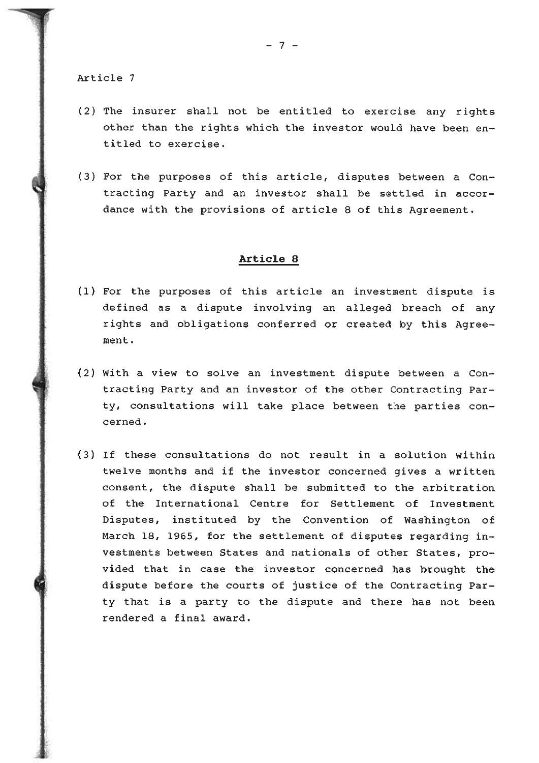Article 7

(2) The insurer shall not be entitled to exercise any rights other than the rights which the investor would have been entitled to exercise.

(3) For the purposes of this article, disputes between a Contracting Party and an investor shall be settled in accordance with the provisions of article 8 of this Agreement.

## Article 8

(1) For the purposes of this article an investment dispute is defined as a dispute involving an alleged breach of any rights and obligations conferred or created by this Agreement.

(2) With a view to solve an investment dispute between a Contracting Party and an investor of the other Contracting Party, consultations will take place between the parties concerned.

(3) If these consultations do not result in a solution within twelve months and if the investor concerned gives a written consent, the dispute shall be submitted to the arbitration of the International Centre for Settlement of Investment Disputes, instituted by the Convention of Washington of March 18, 1965, for the settlement of disputes regarding investments between States and nationals of other States, provided that in case the investor concerned has brought the dispute before the courts of justice of the Contracting Party that is a party to the dispute and there has not been rendered a final award.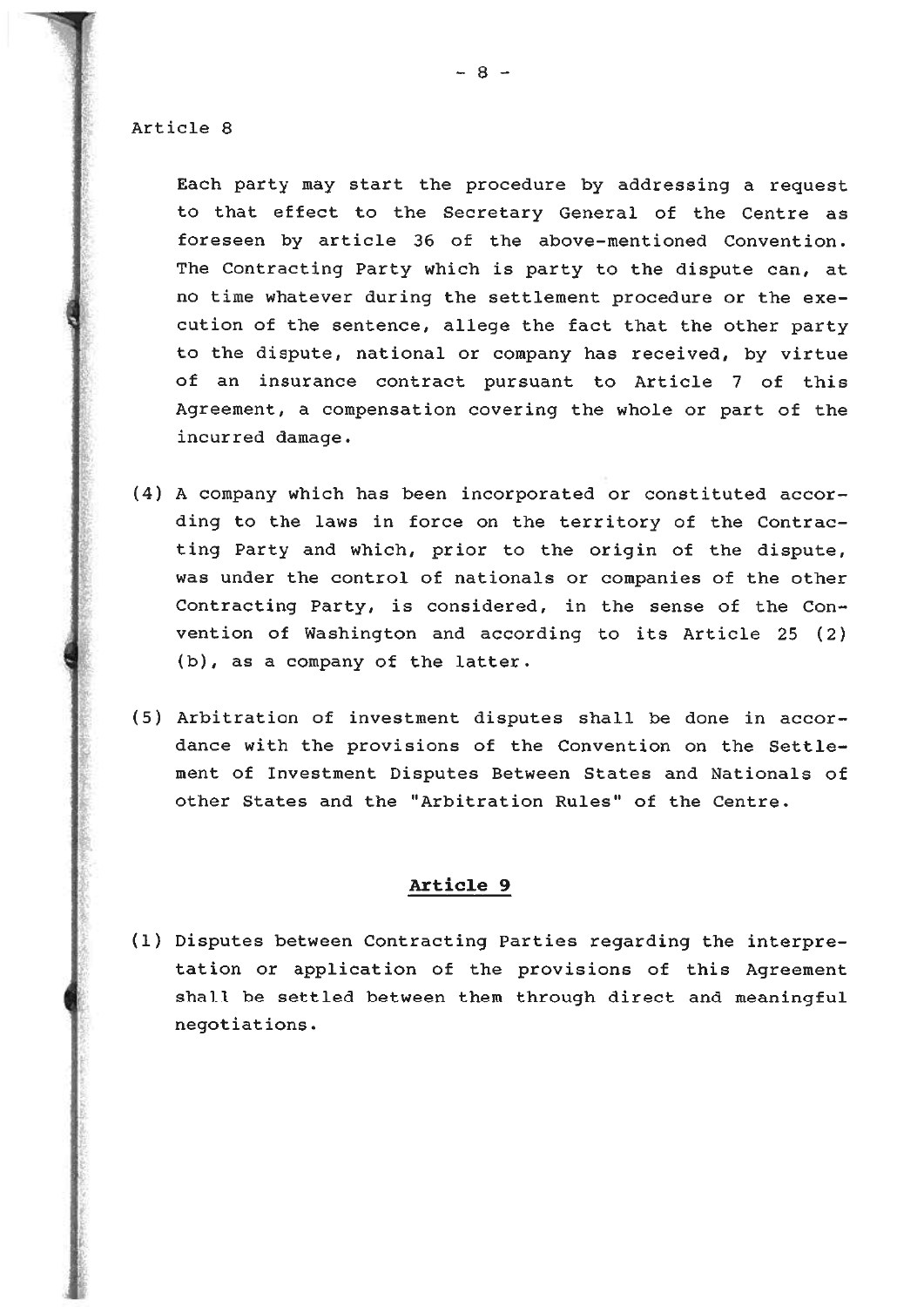Article 8

Each party may start the procedure by addressing a request to that effect to the Secretary General of the Centre as foreseen by article 36 of the above-mentioned Convention. The Contracting Party which is party to the dispute can, at no time whatever during the settlement procedure or the execution of the sentence, allege the fact that the other party to the dispute, national or company has received, by virtue of an insurance contract pursuant to Article 7 of this Agreement, a compensation covering the whole or part of the incurred damage.

(4) A company which has been incorporated or constituted according to the laws in force on the territory of the Contracting Party and which, prior to the origin of the dispute, was under the control of nationals or companies of the other Contracting Party, is considered, in the sense of the Convention of Washington and according to its Article 25 (2) (b), as a company of the latter.

(5) Arbitration of investment disputes shall be done in accordance with the provisions of the Convention on the Settlement of Investment Disputes Between States and Nationals of other States and the "Arbitration Rules" of the Centre.

## Article 9

(1) Disputes between Contracting Parties regarding the interpretation or application of the provisions of this Agreement shall be settled between them through direct and meaningful negotiations.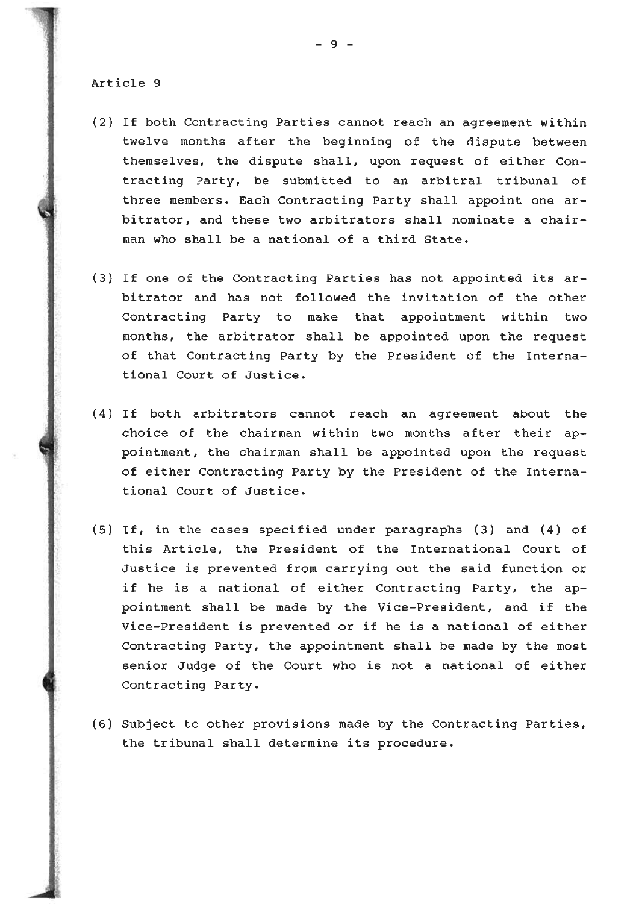Article 9

(2) If both Contracting Parties cannot reach an agreement within twelve months after the beginning of the dispute between themselves, the dispute shall, upon request of either Contracting Party, be submitted to an arbitral tribunal of three members. Each Contracting Party shall appoint one arbitrator, and these two arbitrators shall nominate a chairman who shall be a national of a third State.

(3) If one of the Contracting Parties has not appointed its arbitrator and has not followed the invitation of the other Contracting Party to make that appointment within two months, the arbitrator shall be appointed upon the request of that Contracting Party by the President of the International Court of Justice.

(4) If both arbitrators cannot reach an agreement about the choice of the chairman within two months after their appointment, the chairman shall be appointed upon the request of either Contracting Party by the President of the International Court of Justice.

(5) If, in the cases specified under paragraphs (3) and (4) of this Article, the President of the International Court of Justice is prevented from carrying out the said function or if he is a national of either Contracting Party, the appointment shall be made by the Vice-President, and if the Vice-President is prevented or if he is a national of either Contracting Party, the appointment shall be made by the most senior Judge of the Court who is not a national of either Contracting Party.

(6) Subject to other provisions made by the Contracting Parties, the tribunal shall determine its procedure.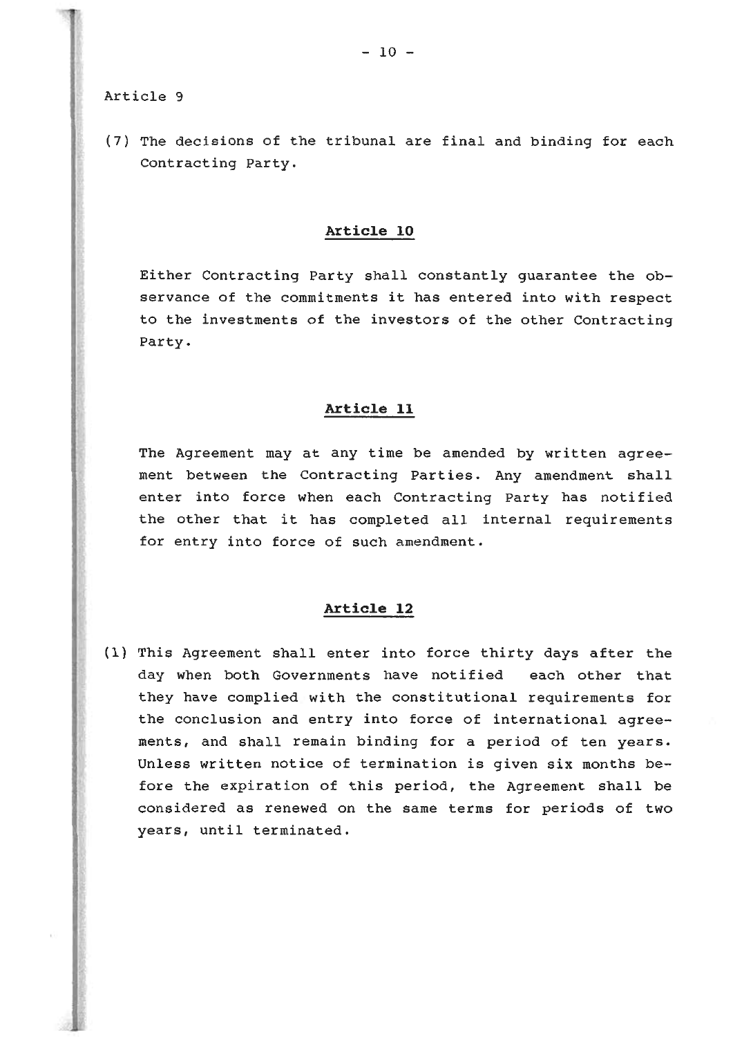Article 9

(7) The decisions of the tribunal are final and binding for each Contracting Party.

## Article 10

Either Contracting Party shall constantly guarantee the observance of the commitments it has entered into with respect to the investments of the investors of the other Contracting Party.

## Article 11

The Agreement may at any time be amended by written agreement between the Contracting Parties. Any amendment shall enter into force when each Contracting Party has notified the other that it has completed all internal requirements for entry into force of such amendment.

## Article 12

(1) This Agreement shall enter into force thirty days after the day when both Governments have notified each other that they have complied with the constitutional requirements for the conclusion and entry into force of international agreements, and shall remain binding for a period of ten years. Unless written notice of termination is given six months before the expiration of this period, the Agreement shall be considered as renewed on the same terms for periods of two years, until terminated.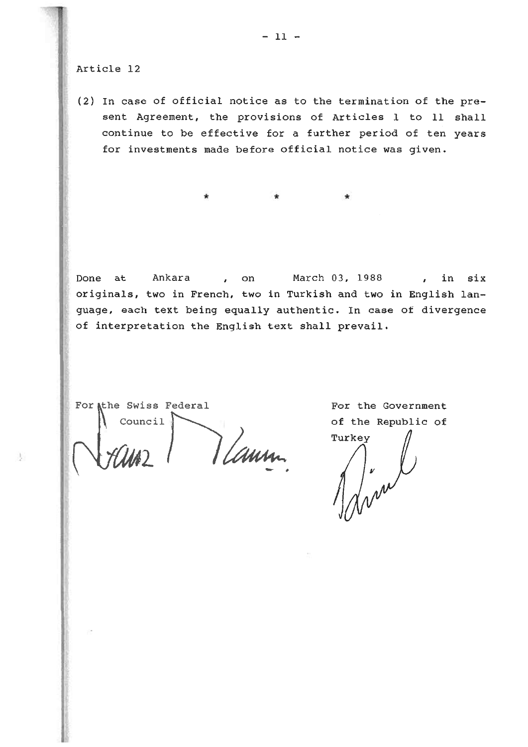Article 12

(2) In case of official notice as to the termination of the present Agreement, the provisions of Articles 1 to 11 shall continue to be effective for a further period of ten years for investments made before official notice was given.

\* \* \*

Done at Ankara , on March 03, 1988 , in six originals, two in French, two in Turkish and two in English language, each text being equally authentic. In case of divergence of interpretation the English text shall prevail.

For the Swiss Federal Council

For the Government of the Republic of Turkey